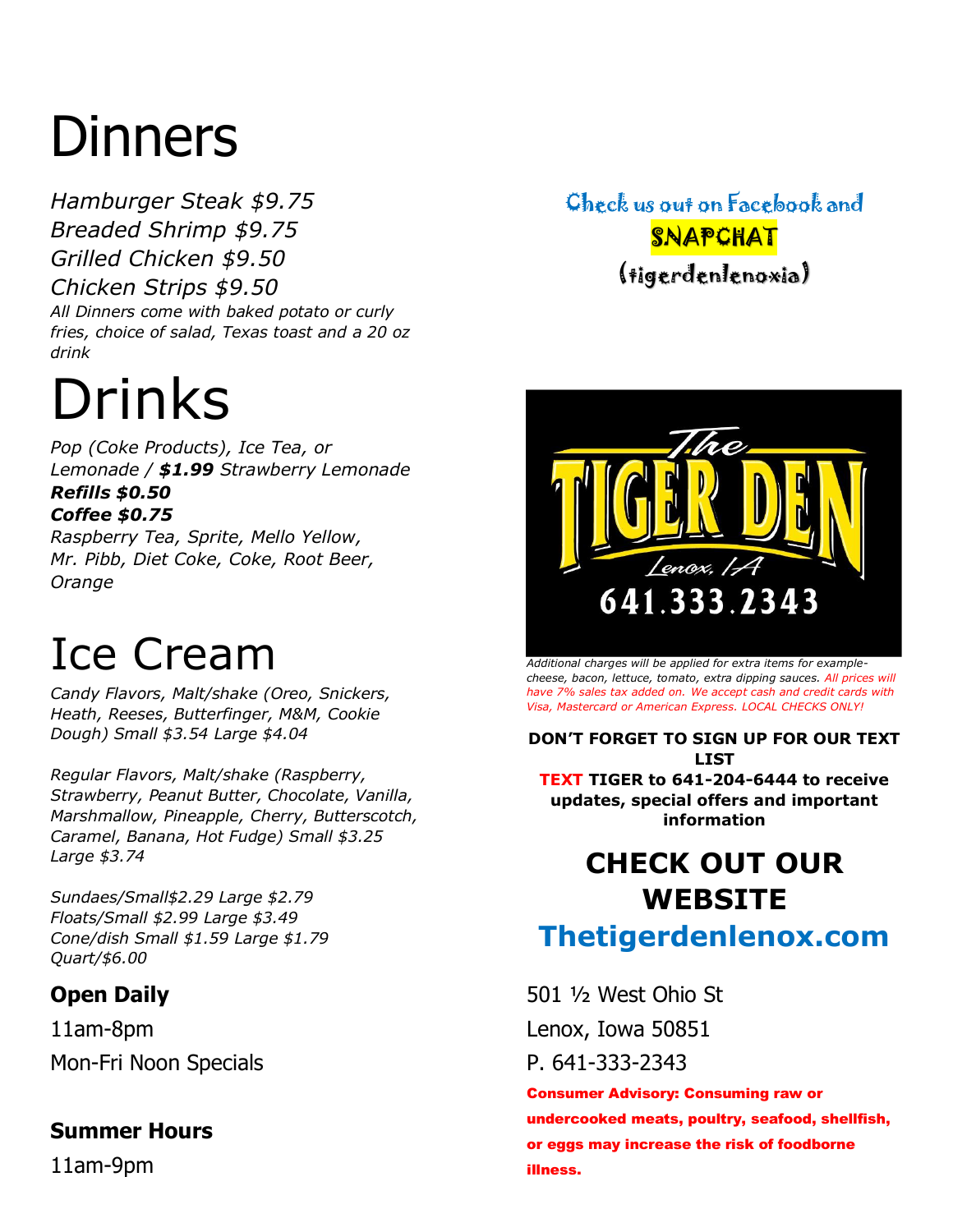# Dinners

*Hamburger Steak $9.75*
*Breaded Shrimp $9.75*
*Grilled Chicken $9.50*
*Chicken Strips $9.50*

*All Dinners come with baked potato or curly fries, choice of salad, Texas toast and a 20 oz drink*

# Drinks

*Pop (Coke Products), Ice Tea, or Lemonade / **$1.99** Strawberry Lemonade*
***Refills $0.50***
***Coffee $0.75***
*Raspberry Tea, Sprite, Mello Yellow, Mr. Pibb, Diet Coke, Coke, Root Beer, Orange*

# Ice Cream

*Candy Flavors, Malt/shake (Oreo, Snickers, Heath, Reeses, Butterfinger, M&M, Cookie Dough) Small $3.54 Large $4.04*

*Regular Flavors, Malt/shake (Raspberry, Strawberry, Peanut Butter, Chocolate, Vanilla, Marshmallow, Pineapple, Cherry, Butterscotch, Caramel, Banana, Hot Fudge) Small $3.25 Large $3.74*

*Sundaes/Small$2.29 Large $2.79*
*Floats/Small $2.99 Large $3.49*
*Cone/dish Small $1.59 Large $1.79*
*Quart/$6.00*

**Open Daily**

11am-8pm

Mon-Fri Noon Specials

**Summer Hours**

11am-9pm

Check us out on Facebook and SNAPCHAT (tigerdenlenoxia)

The TIGER DEN
Lenox, IA
641.333.2343

*Additional charges will be applied for extra items for example- cheese, bacon, lettuce, tomato, extra dipping sauces. All prices will have 7% sales tax added on. We accept cash and credit cards with Visa, Mastercard or American Express. LOCAL CHECKS ONLY!*

**DON'T FORGET TO SIGN UP FOR OUR TEXT LIST**
**TEXT TIGER to 641-204-6444 to receive updates, special offers and important information**

## CHECK OUT OUR WEBSITE

## Thetigerdenlenox.com

501 ½ West Ohio St

Lenox, Iowa 50851

P. 641-333-2343

**Consumer Advisory: Consuming raw or undercooked meats, poultry, seafood, shellfish, or eggs may increase the risk of foodborne illness.**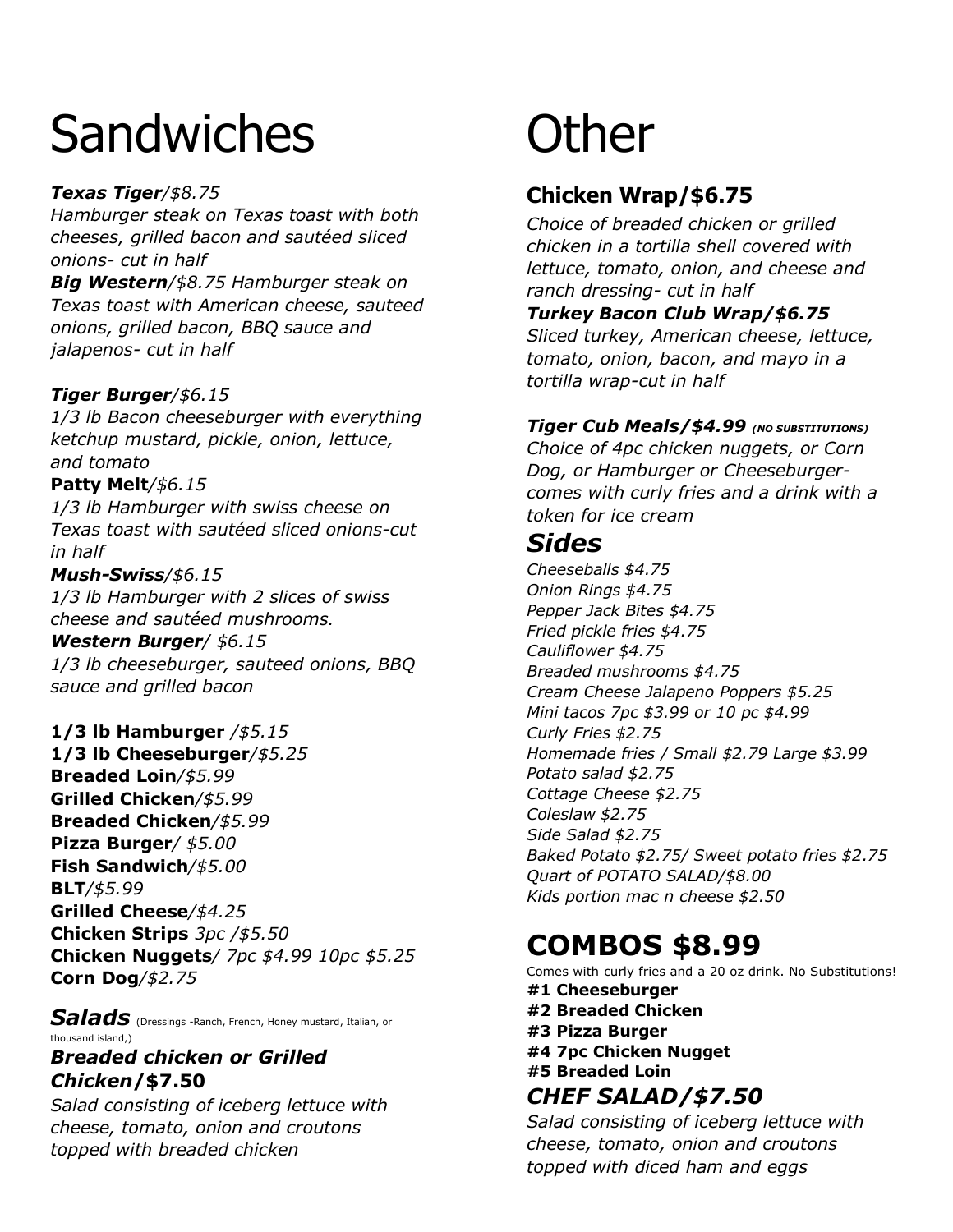# Sandwiches

***Texas Tiger****/$8.75*
*Hamburger steak on Texas toast with both cheeses, grilled bacon and sautéed sliced onions- cut in half*
***Big Western****/$8.75 Hamburger steak on Texas toast with American cheese, sauteed onions, grilled bacon, BBQ sauce and jalapenos- cut in half*

***Tiger Burger****/$6.15*
*1/3 lb Bacon cheeseburger with everything ketchup mustard, pickle, onion, lettuce, and tomato*
**Patty Melt***/$6.15*
*1/3 lb Hamburger with swiss cheese on Texas toast with sautéed sliced onions-cut in half*
***Mush-Swiss****/$6.15*
*1/3 lb Hamburger with 2 slices of swiss cheese and sautéed mushrooms.*
***Western Burger****/ $6.15*
*1/3 lb cheeseburger, sauteed onions, BBQ sauce and grilled bacon*

**1/3 lb Hamburger** */$5.15*
**1/3 lb Cheeseburger***/$5.25*
**Breaded Loin***/$5.99*
**Grilled Chicken***/$5.99*
**Breaded Chicken***/$5.99*
**Pizza Burger***/ $5.00*
**Fish Sandwich***/$5.00*
**BLT***/$5.99*
**Grilled Cheese***/$4.25*
**Chicken Strips** *3pc /$5.50*
**Chicken Nuggets***/ 7pc $4.99 10pc $5.25*
**Corn Dog***/$2.75*

***Salads*** (Dressings -Ranch, French, Honey mustard, Italian, or thousand island,)

***Breaded chicken or Grilled Chicken*****/$7.50**
*Salad consisting of iceberg lettuce with cheese, tomato, onion and croutons topped with breaded chicken*

# Other

## Chicken Wrap/$6.75

*Choice of breaded chicken or grilled chicken in a tortilla shell covered with lettuce, tomato, onion, and cheese and ranch dressing- cut in half*
***Turkey Bacon Club Wrap/$6.75***
*Sliced turkey, American cheese, lettuce, tomato, onion, bacon, and mayo in a tortilla wrap-cut in half*

***Tiger Cub Meals/$4.99*** ***(NO SUBSTITUTIONS)***
*Choice of 4pc chicken nuggets, or Corn Dog, or Hamburger or Cheeseburger- comes with curly fries and a drink with a token for ice cream*

## *Sides*

*Cheeseballs $4.75*
*Onion Rings $4.75*
*Pepper Jack Bites $4.75*
*Fried pickle fries $4.75*
*Cauliflower $4.75*
*Breaded mushrooms $4.75*
*Cream Cheese Jalapeno Poppers $5.25*
*Mini tacos 7pc $3.99 or 10 pc $4.99*
*Curly Fries $2.75*
*Homemade fries / Small $2.79 Large $3.99*
*Potato salad $2.75*
*Cottage Cheese $2.75*
*Coleslaw $2.75*
*Side Salad $2.75*
*Baked Potato $2.75/ Sweet potato fries $2.75*
*Quart of POTATO SALAD/$8.00*
*Kids portion mac n cheese $2.50*

# COMBOS $8.99

Comes with curly fries and a 20 oz drink. No Substitutions!

**#1 Cheeseburger**
**#2 Breaded Chicken**
**#3 Pizza Burger**
**#4 7pc Chicken Nugget**
**#5 Breaded Loin**

## *CHEF SALAD/$7.50*

*Salad consisting of iceberg lettuce with cheese, tomato, onion and croutons topped with diced ham and eggs*